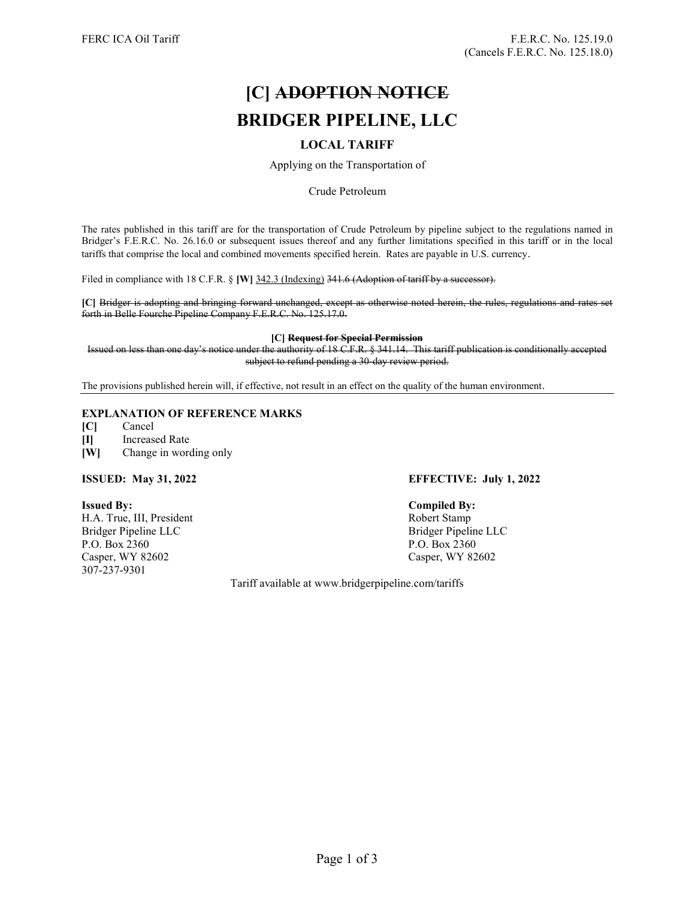FERC ICA Oil Tariff

F.E.R.C. No. 125.19.0
(Cancels F.E.R.C. No. 125.18.0)

# [C] ~~ADOPTION NOTICE~~

# BRIDGER PIPELINE, LLC

## LOCAL TARIFF

Applying on the Transportation of

Crude Petroleum

The rates published in this tariff are for the transportation of Crude Petroleum by pipeline subject to the regulations named in Bridger's F.E.R.C. No. 26.16.0 or subsequent issues thereof and any further limitations specified in this tariff or in the local tariffs that comprise the local and combined movements specified herein. Rates are payable in U.S. currency.

Filed in compliance with 18 C.F.R. § **[W]** 342.3 (Indexing) ~~341.6 (Adoption of tariff by a successor).~~

**[C]** ~~Bridger is adopting and bringing forward unchanged, except as otherwise noted herein, the rules, regulations and rates set forth in Belle Fourche Pipeline Company F.E.R.C. No. 125.17.0.~~

**[C]** ~~**Request for Special Permission**~~
~~Issued on less than one day's notice under the authority of 18 C.F.R. § 341.14. This tariff publication is conditionally accepted subject to refund pending a 30-day review period.~~

The provisions published herein will, if effective, not result in an effect on the quality of the human environment.

**EXPLANATION OF REFERENCE MARKS**

**[C]** Cancel
**[I]** Increased Rate
**[W]** Change in wording only

**ISSUED: May 31, 2022**

**EFFECTIVE: July 1, 2022**

**Issued By:**
H.A. True, III, President
Bridger Pipeline LLC
P.O. Box 2360
Casper, WY 82602
307-237-9301

**Compiled By:**
Robert Stamp
Bridger Pipeline LLC
P.O. Box 2360
Casper, WY 82602

Tariff available at www.bridgerpipeline.com/tariffs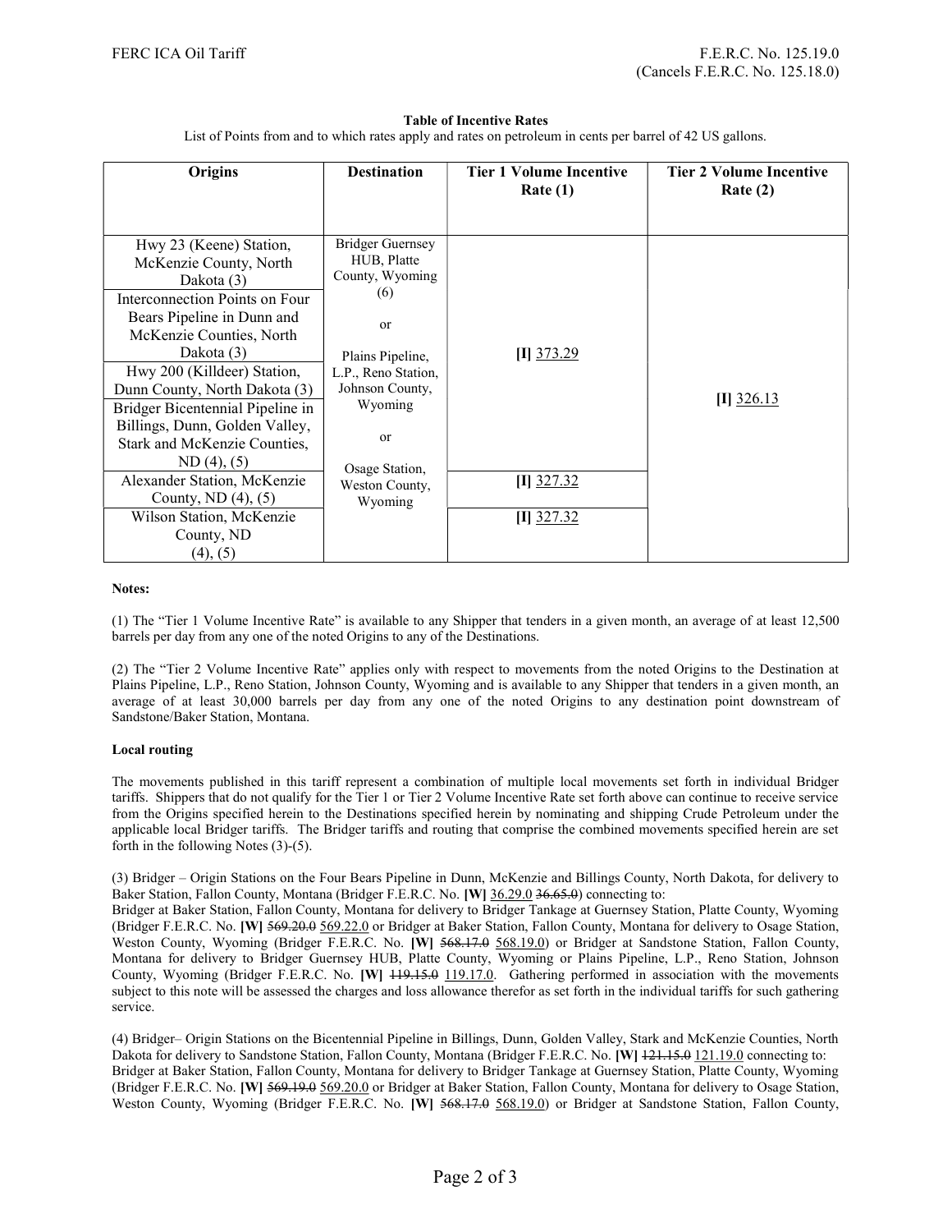FERC ICA Oil Tariff

F.E.R.C. No. 125.19.0
(Cancels F.E.R.C. No. 125.18.0)

**Table of Incentive Rates**

List of Points from and to which rates apply and rates on petroleum in cents per barrel of 42 US gallons.

| Origins | Destination | Tier 1 Volume Incentive Rate (1) | Tier 2 Volume Incentive Rate (2) |
|---|---|---|---|
| Hwy 23 (Keene) Station, McKenzie County, North Dakota (3) | Bridger Guernsey HUB, Platte County, Wyoming (6) or Plains Pipeline, L.P., Reno Station, Johnson County, Wyoming or Osage Station, Weston County, Wyoming | **[I]** 373.29 | **[I]** 326.13 |
| Interconnection Points on Four Bears Pipeline in Dunn and McKenzie Counties, North Dakota (3) | | | |
| Hwy 200 (Killdeer) Station, Dunn County, North Dakota (3) | | | |
| Bridger Bicentennial Pipeline in Billings, Dunn, Golden Valley, Stark and McKenzie Counties, ND (4), (5) | | | |
| Alexander Station, McKenzie County, ND (4), (5) | | **[I]** 327.32 | |
| Wilson Station, McKenzie County, ND (4), (5) | | **[I]** 327.32 | |

**Notes:**

(1) The "Tier 1 Volume Incentive Rate" is available to any Shipper that tenders in a given month, an average of at least 12,500 barrels per day from any one of the noted Origins to any of the Destinations.

(2) The "Tier 2 Volume Incentive Rate" applies only with respect to movements from the noted Origins to the Destination at Plains Pipeline, L.P., Reno Station, Johnson County, Wyoming and is available to any Shipper that tenders in a given month, an average of at least 30,000 barrels per day from any one of the noted Origins to any destination point downstream of Sandstone/Baker Station, Montana.

**Local routing**

The movements published in this tariff represent a combination of multiple local movements set forth in individual Bridger tariffs. Shippers that do not qualify for the Tier 1 or Tier 2 Volume Incentive Rate set forth above can continue to receive service from the Origins specified herein to the Destinations specified herein by nominating and shipping Crude Petroleum under the applicable local Bridger tariffs. The Bridger tariffs and routing that comprise the combined movements specified herein are set forth in the following Notes (3)-(5).

(3) Bridger – Origin Stations on the Four Bears Pipeline in Dunn, McKenzie and Billings County, North Dakota, for delivery to Baker Station, Fallon County, Montana (Bridger F.E.R.C. No. **[W]** 36.29.0 ~~36.65.0~~) connecting to:
Bridger at Baker Station, Fallon County, Montana for delivery to Bridger Tankage at Guernsey Station, Platte County, Wyoming (Bridger F.E.R.C. No. **[W]** ~~569.20.0~~ 569.22.0 or Bridger at Baker Station, Fallon County, Montana for delivery to Osage Station, Weston County, Wyoming (Bridger F.E.R.C. No. **[W]** ~~568.17.0~~ 568.19.0) or Bridger at Sandstone Station, Fallon County, Montana for delivery to Bridger Guernsey HUB, Platte County, Wyoming or Plains Pipeline, L.P., Reno Station, Johnson County, Wyoming (Bridger F.E.R.C. No. **[W]** ~~119.15.0~~ 119.17.0. Gathering performed in association with the movements subject to this note will be assessed the charges and loss allowance therefor as set forth in the individual tariffs for such gathering service.

(4) Bridger– Origin Stations on the Bicentennial Pipeline in Billings, Dunn, Golden Valley, Stark and McKenzie Counties, North Dakota for delivery to Sandstone Station, Fallon County, Montana (Bridger F.E.R.C. No. **[W]** ~~121.15.0~~ 121.19.0 connecting to:
Bridger at Baker Station, Fallon County, Montana for delivery to Bridger Tankage at Guernsey Station, Platte County, Wyoming (Bridger F.E.R.C. No. **[W]** ~~569.19.0~~ 569.20.0 or Bridger at Baker Station, Fallon County, Montana for delivery to Osage Station, Weston County, Wyoming (Bridger F.E.R.C. No. **[W]** ~~568.17.0~~ 568.19.0) or Bridger at Sandstone Station, Fallon County,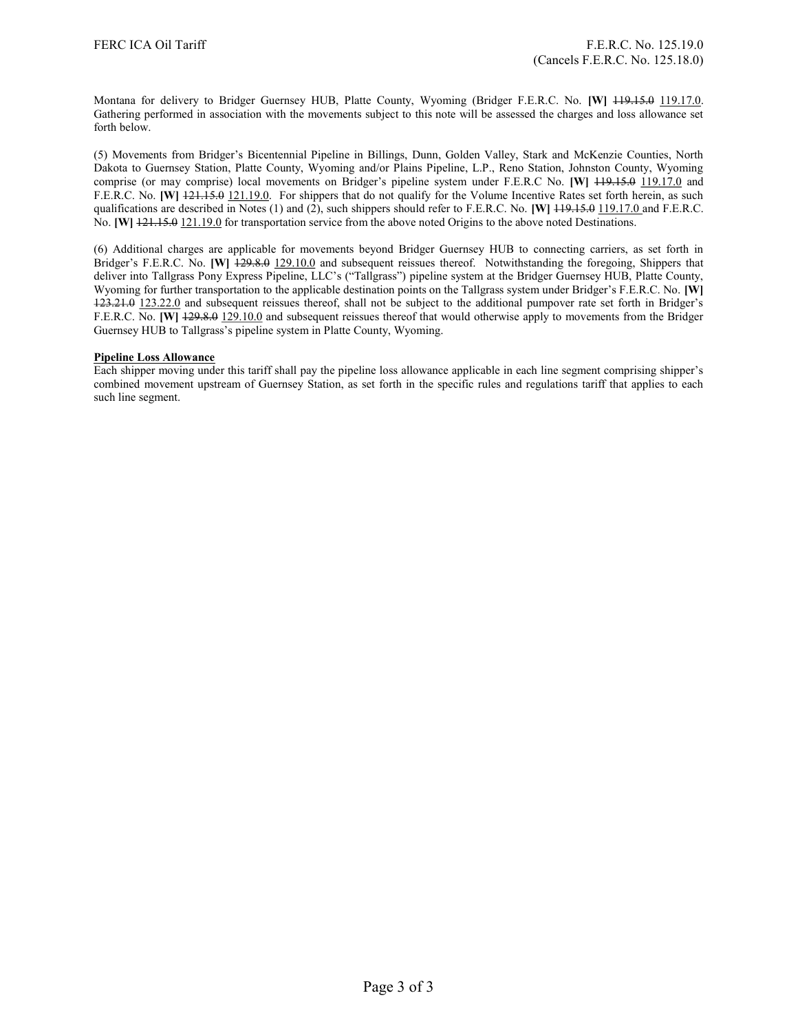Montana for delivery to Bridger Guernsey HUB, Platte County, Wyoming (Bridger F.E.R.C. No. **[W]** ~~119.15.0~~ 119.17.0. Gathering performed in association with the movements subject to this note will be assessed the charges and loss allowance set forth below.

(5) Movements from Bridger's Bicentennial Pipeline in Billings, Dunn, Golden Valley, Stark and McKenzie Counties, North Dakota to Guernsey Station, Platte County, Wyoming and/or Plains Pipeline, L.P., Reno Station, Johnston County, Wyoming comprise (or may comprise) local movements on Bridger's pipeline system under F.E.R.C No. **[W]** ~~119.15.0~~ 119.17.0 and F.E.R.C. No. **[W]** ~~121.15.0~~ 121.19.0. For shippers that do not qualify for the Volume Incentive Rates set forth herein, as such qualifications are described in Notes (1) and (2), such shippers should refer to F.E.R.C. No. **[W]** ~~119.15.0~~ 119.17.0 and F.E.R.C. No. **[W]** ~~121.15.0~~ 121.19.0 for transportation service from the above noted Origins to the above noted Destinations.

(6) Additional charges are applicable for movements beyond Bridger Guernsey HUB to connecting carriers, as set forth in Bridger's F.E.R.C. No. **[W]** ~~129.8.0~~ 129.10.0 and subsequent reissues thereof. Notwithstanding the foregoing, Shippers that deliver into Tallgrass Pony Express Pipeline, LLC's ("Tallgrass") pipeline system at the Bridger Guernsey HUB, Platte County, Wyoming for further transportation to the applicable destination points on the Tallgrass system under Bridger's F.E.R.C. No. **[W]** ~~123.21.0~~ 123.22.0 and subsequent reissues thereof, shall not be subject to the additional pumpover rate set forth in Bridger's F.E.R.C. No. **[W]** ~~129.8.0~~ 129.10.0 and subsequent reissues thereof that would otherwise apply to movements from the Bridger Guernsey HUB to Tallgrass's pipeline system in Platte County, Wyoming.

**Pipeline Loss Allowance**

Each shipper moving under this tariff shall pay the pipeline loss allowance applicable in each line segment comprising shipper's combined movement upstream of Guernsey Station, as set forth in the specific rules and regulations tariff that applies to each such line segment.